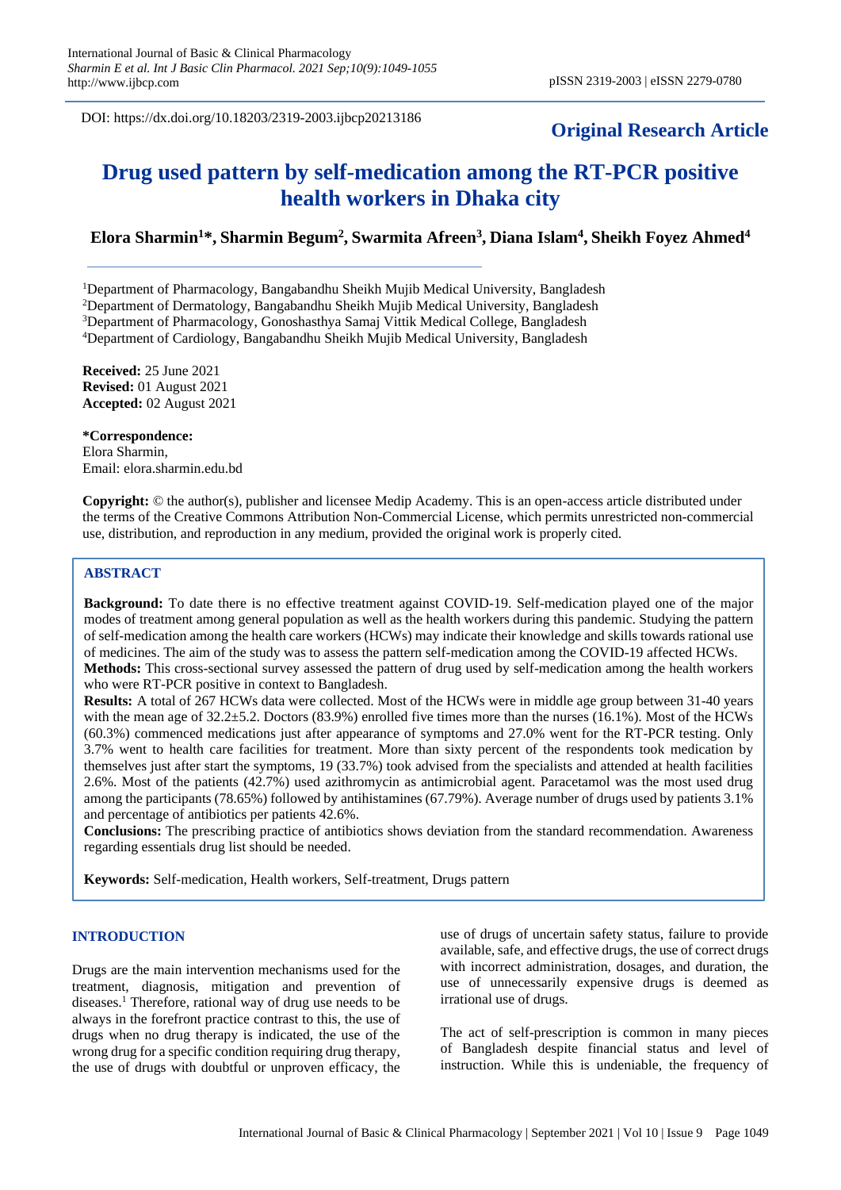DOI: https://dx.doi.org/10.18203/2319-2003.ijbcp20213186

**Original Research Article**

# Drug used pattern by self-medication among the RT-PCR positive health workers in Dhaka city

**Elora Sharmin[1]\*, Sharmin Begum[2], Swarmita Afreen[3], Diana Islam[4], Sheikh Foyez Ahmed[4]**

[1]Department of Pharmacology, Bangabandhu Sheikh Mujib Medical University, Bangladesh
[2]Department of Dermatology, Bangabandhu Sheikh Mujib Medical University, Bangladesh
[3]Department of Pharmacology, Gonoshasthya Samaj Vittik Medical College, Bangladesh
[4]Department of Cardiology, Bangabandhu Sheikh Mujib Medical University, Bangladesh

**Received:** 25 June 2021
**Revised:** 01 August 2021
**Accepted:** 02 August 2021

**\*Correspondence:**
Elora Sharmin,
Email: elora.sharmin.edu.bd

**Copyright:** © the author(s), publisher and licensee Medip Academy. This is an open-access article distributed under the terms of the Creative Commons Attribution Non-Commercial License, which permits unrestricted non-commercial use, distribution, and reproduction in any medium, provided the original work is properly cited.

## ABSTRACT

**Background:** To date there is no effective treatment against COVID-19. Self-medication played one of the major modes of treatment among general population as well as the health workers during this pandemic. Studying the pattern of self-medication among the health care workers (HCWs) may indicate their knowledge and skills towards rational use of medicines. The aim of the study was to assess the pattern self-medication among the COVID-19 affected HCWs.

**Methods:** This cross-sectional survey assessed the pattern of drug used by self-medication among the health workers who were RT-PCR positive in context to Bangladesh.

**Results:** A total of 267 HCWs data were collected. Most of the HCWs were in middle age group between 31-40 years with the mean age of 32.2±5.2. Doctors (83.9%) enrolled five times more than the nurses (16.1%). Most of the HCWs (60.3%) commenced medications just after appearance of symptoms and 27.0% went for the RT-PCR testing. Only 3.7% went to health care facilities for treatment. More than sixty percent of the respondents took medication by themselves just after start the symptoms, 19 (33.7%) took advised from the specialists and attended at health facilities 2.6%. Most of the patients (42.7%) used azithromycin as antimicrobial agent. Paracetamol was the most used drug among the participants (78.65%) followed by antihistamines (67.79%). Average number of drugs used by patients 3.1% and percentage of antibiotics per patients 42.6%.

**Conclusions:** The prescribing practice of antibiotics shows deviation from the standard recommendation. Awareness regarding essentials drug list should be needed.

**Keywords:** Self-medication, Health workers, Self-treatment, Drugs pattern

## INTRODUCTION

Drugs are the main intervention mechanisms used for the treatment, diagnosis, mitigation and prevention of diseases.[1] Therefore, rational way of drug use needs to be always in the forefront practice contrast to this, the use of drugs when no drug therapy is indicated, the use of the wrong drug for a specific condition requiring drug therapy, the use of drugs with doubtful or unproven efficacy, the use of drugs of uncertain safety status, failure to provide available, safe, and effective drugs, the use of correct drugs with incorrect administration, dosages, and duration, the use of unnecessarily expensive drugs is deemed as irrational use of drugs.

The act of self-prescription is common in many pieces of Bangladesh despite financial status and level of instruction. While this is undeniable, the frequency of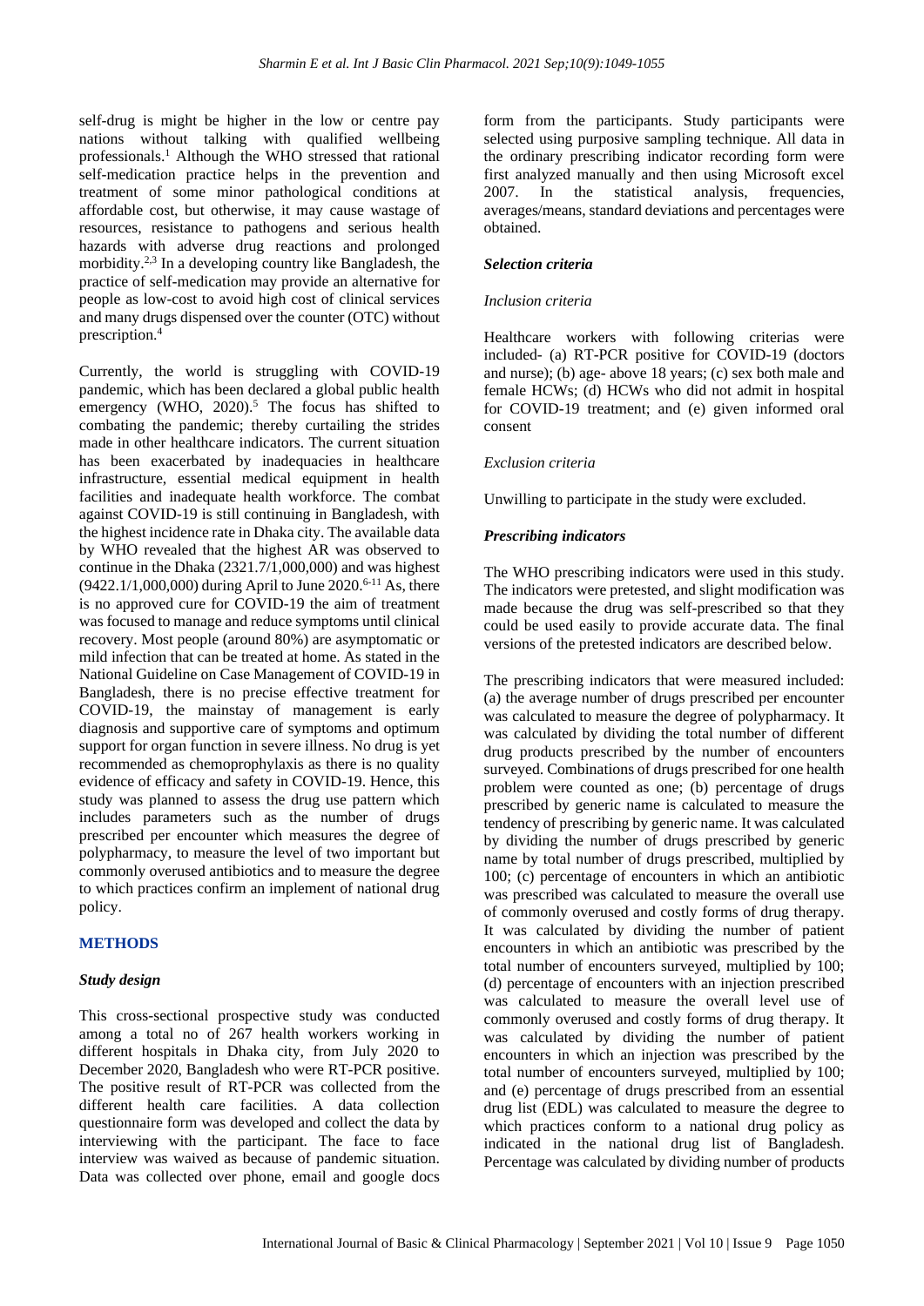self-drug is might be higher in the low or centre pay nations without talking with qualified wellbeing professionals.[1] Although the WHO stressed that rational self-medication practice helps in the prevention and treatment of some minor pathological conditions at affordable cost, but otherwise, it may cause wastage of resources, resistance to pathogens and serious health hazards with adverse drug reactions and prolonged morbidity.[2,3] In a developing country like Bangladesh, the practice of self-medication may provide an alternative for people as low-cost to avoid high cost of clinical services and many drugs dispensed over the counter (OTC) without prescription.[4]

Currently, the world is struggling with COVID-19 pandemic, which has been declared a global public health emergency (WHO, 2020).[5] The focus has shifted to combating the pandemic; thereby curtailing the strides made in other healthcare indicators. The current situation has been exacerbated by inadequacies in healthcare infrastructure, essential medical equipment in health facilities and inadequate health workforce. The combat against COVID-19 is still continuing in Bangladesh, with the highest incidence rate in Dhaka city. The available data by WHO revealed that the highest AR was observed to continue in the Dhaka (2321.7/1,000,000) and was highest (9422.1/1,000,000) during April to June 2020.[6-11] As, there is no approved cure for COVID-19 the aim of treatment was focused to manage and reduce symptoms until clinical recovery. Most people (around 80%) are asymptomatic or mild infection that can be treated at home. As stated in the National Guideline on Case Management of COVID-19 in Bangladesh, there is no precise effective treatment for COVID-19, the mainstay of management is early diagnosis and supportive care of symptoms and optimum support for organ function in severe illness. No drug is yet recommended as chemoprophylaxis as there is no quality evidence of efficacy and safety in COVID-19. Hence, this study was planned to assess the drug use pattern which includes parameters such as the number of drugs prescribed per encounter which measures the degree of polypharmacy, to measure the level of two important but commonly overused antibiotics and to measure the degree to which practices confirm an implement of national drug policy.

## METHODS

### Study design

This cross-sectional prospective study was conducted among a total no of 267 health workers working in different hospitals in Dhaka city, from July 2020 to December 2020, Bangladesh who were RT-PCR positive. The positive result of RT-PCR was collected from the different health care facilities. A data collection questionnaire form was developed and collect the data by interviewing with the participant. The face to face interview was waived as because of pandemic situation. Data was collected over phone, email and google docs form from the participants. Study participants were selected using purposive sampling technique. All data in the ordinary prescribing indicator recording form were first analyzed manually and then using Microsoft excel 2007. In the statistical analysis, frequencies, averages/means, standard deviations and percentages were obtained.

### Selection criteria

#### Inclusion criteria

Healthcare workers with following criterias were included- (a) RT-PCR positive for COVID-19 (doctors and nurse); (b) age- above 18 years; (c) sex both male and female HCWs; (d) HCWs who did not admit in hospital for COVID-19 treatment; and (e) given informed oral consent

#### Exclusion criteria

Unwilling to participate in the study were excluded.

### Prescribing indicators

The WHO prescribing indicators were used in this study. The indicators were pretested, and slight modification was made because the drug was self-prescribed so that they could be used easily to provide accurate data. The final versions of the pretested indicators are described below.

The prescribing indicators that were measured included: (a) the average number of drugs prescribed per encounter was calculated to measure the degree of polypharmacy. It was calculated by dividing the total number of different drug products prescribed by the number of encounters surveyed. Combinations of drugs prescribed for one health problem were counted as one; (b) percentage of drugs prescribed by generic name is calculated to measure the tendency of prescribing by generic name. It was calculated by dividing the number of drugs prescribed by generic name by total number of drugs prescribed, multiplied by 100; (c) percentage of encounters in which an antibiotic was prescribed was calculated to measure the overall use of commonly overused and costly forms of drug therapy. It was calculated by dividing the number of patient encounters in which an antibiotic was prescribed by the total number of encounters surveyed, multiplied by 100; (d) percentage of encounters with an injection prescribed was calculated to measure the overall level use of commonly overused and costly forms of drug therapy. It was calculated by dividing the number of patient encounters in which an injection was prescribed by the total number of encounters surveyed, multiplied by 100; and (e) percentage of drugs prescribed from an essential drug list (EDL) was calculated to measure the degree to which practices conform to a national drug policy as indicated in the national drug list of Bangladesh. Percentage was calculated by dividing number of products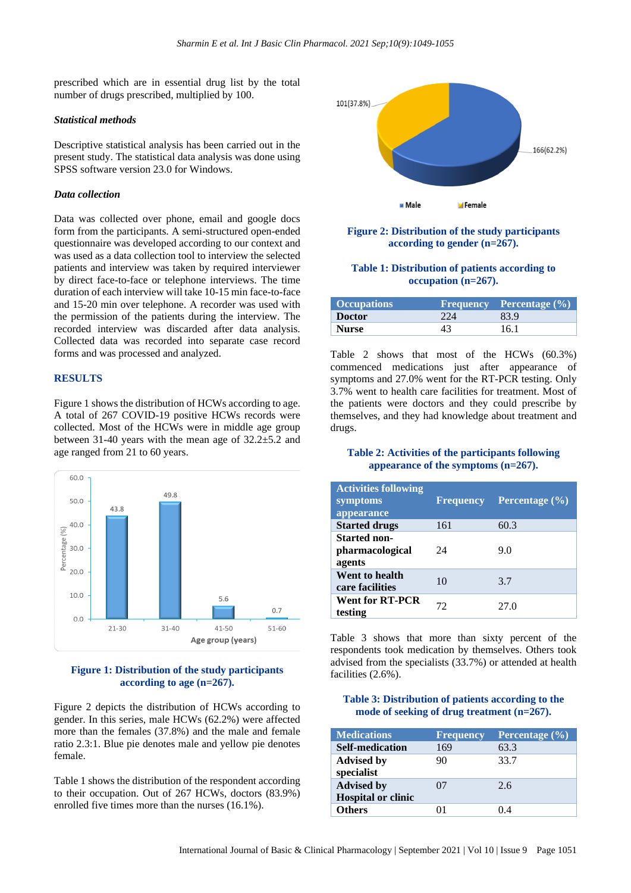prescribed which are in essential drug list by the total number of drugs prescribed, multiplied by 100.

### *Statistical methods*

Descriptive statistical analysis has been carried out in the present study. The statistical data analysis was done using SPSS software version 23.0 for Windows.

### *Data collection*

Data was collected over phone, email and google docs form from the participants. A semi-structured open-ended questionnaire was developed according to our context and was used as a data collection tool to interview the selected patients and interview was taken by required interviewer by direct face-to-face or telephone interviews. The time duration of each interview will take 10-15 min face-to-face and 15-20 min over telephone. A recorder was used with the permission of the patients during the interview. The recorded interview was discarded after data analysis. Collected data was recorded into separate case record forms and was processed and analyzed.

## RESULTS

Figure 1 shows the distribution of HCWs according to age. A total of 267 COVID-19 positive HCWs records were collected. Most of the HCWs were in middle age group between 31-40 years with the mean age of 32.2±5.2 and age ranged from 21 to 60 years.

**Figure 1: Distribution of the study participants according to age (n=267).**

Figure 2 depicts the distribution of HCWs according to gender. In this series, male HCWs (62.2%) were affected more than the females (37.8%) and the male and female ratio 2.3:1. Blue pie denotes male and yellow pie denotes female.

Table 1 shows the distribution of the respondent according to their occupation. Out of 267 HCWs, doctors (83.9%) enrolled five times more than the nurses (16.1%).

**Figure 2: Distribution of the study participants according to gender (n=267).**

**Table 1: Distribution of patients according to occupation (n=267).**

| Occupations | Frequency | Percentage (%) |
|---|---|---|
| **Doctor** | 224 | 83.9 |
| **Nurse** | 43 | 16.1 |

Table 2 shows that most of the HCWs (60.3%) commenced medications just after appearance of symptoms and 27.0% went for the RT-PCR testing. Only 3.7% went to health care facilities for treatment. Most of the patients were doctors and they could prescribe by themselves, and they had knowledge about treatment and drugs.

**Table 2: Activities of the participants following appearance of the symptoms (n=267).**

| Activities following symptoms appearance | Frequency | Percentage (%) |
|---|---|---|
| **Started drugs** | 161 | 60.3 |
| **Started non-pharmacological agents** | 24 | 9.0 |
| **Went to health care facilities** | 10 | 3.7 |
| **Went for RT-PCR testing** | 72 | 27.0 |

Table 3 shows that more than sixty percent of the respondents took medication by themselves. Others took advised from the specialists (33.7%) or attended at health facilities (2.6%).

**Table 3: Distribution of patients according to the mode of seeking of drug treatment (n=267).**

| Medications | Frequency | Percentage (%) |
|---|---|---|
| **Self-medication** | 169 | 63.3 |
| **Advised by specialist** | 90 | 33.7 |
| **Advised by Hospital or clinic** | 07 | 2.6 |
| **Others** | 01 | 0.4 |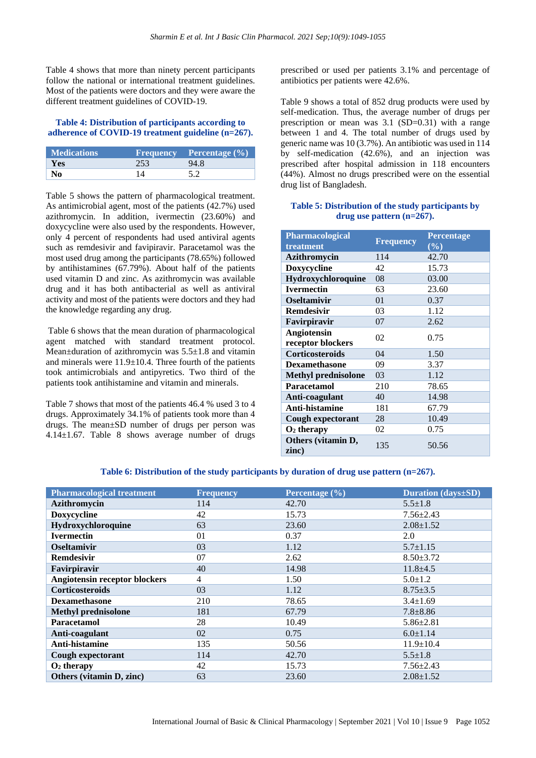Table 4 shows that more than ninety percent participants follow the national or international treatment guidelines. Most of the patients were doctors and they were aware the different treatment guidelines of COVID-19.

**Table 4: Distribution of participants according to adherence of COVID-19 treatment guideline (n=267).**

| Medications | Frequency | Percentage (%) |
|---|---|---|
| **Yes** | 253 | 94.8 |
| **No** | 14 | 5.2 |

Table 5 shows the pattern of pharmacological treatment. As antimicrobial agent, most of the patients (42.7%) used azithromycin. In addition, ivermectin (23.60%) and doxycycline were also used by the respondents. However, only 4 percent of respondents had used antiviral agents such as remdesivir and favipiravir. Paracetamol was the most used drug among the participants (78.65%) followed by antihistamines (67.79%). About half of the patients used vitamin D and zinc. As azithromycin was available drug and it has both antibacterial as well as antiviral activity and most of the patients were doctors and they had the knowledge regarding any drug.

Table 6 shows that the mean duration of pharmacological agent matched with standard treatment protocol. Mean±duration of azithromycin was 5.5±1.8 and vitamin and minerals were 11.9±10.4. Three fourth of the patients took antimicrobials and antipyretics. Two third of the patients took antihistamine and vitamin and minerals.

Table 7 shows that most of the patients 46.4 % used 3 to 4 drugs. Approximately 34.1% of patients took more than 4 drugs. The mean±SD number of drugs per person was 4.14±1.67. Table 8 shows average number of drugs prescribed or used per patients 3.1% and percentage of antibiotics per patients were 42.6%.

Table 9 shows a total of 852 drug products were used by self-medication. Thus, the average number of drugs per prescription or mean was 3.1 (SD=0.31) with a range between 1 and 4. The total number of drugs used by generic name was 10 (3.7%). An antibiotic was used in 114 by self-medication (42.6%), and an injection was prescribed after hospital admission in 118 encounters (44%). Almost no drugs prescribed were on the essential drug list of Bangladesh.

**Table 5: Distribution of the study participants by drug use pattern (n=267).**

| Pharmacological treatment | Frequency | Percentage (%) |
|---|---|---|
| **Azithromycin** | 114 | 42.70 |
| **Doxycycline** | 42 | 15.73 |
| **Hydroxychloroquine** | 08 | 03.00 |
| **Ivermectin** | 63 | 23.60 |
| **Oseltamivir** | 01 | 0.37 |
| **Remdesivir** | 03 | 1.12 |
| **Favipiravir** | 07 | 2.62 |
| **Angiotensin receptor blockers** | 02 | 0.75 |
| **Corticosteroids** | 04 | 1.50 |
| **Dexamethasone** | 09 | 3.37 |
| **Methyl prednisolone** | 03 | 1.12 |
| **Paracetamol** | 210 | 78.65 |
| **Anti-coagulant** | 40 | 14.98 |
| **Anti-histamine** | 181 | 67.79 |
| **Cough expectorant** | 28 | 10.49 |
| **$O_2$ therapy** | 02 | 0.75 |
| **Others (vitamin D, zinc)** | 135 | 50.56 |

**Table 6: Distribution of the study participants by duration of drug use pattern (n=267).**

| Pharmacological treatment | Frequency | Percentage (%) | Duration (days±SD) |
|---|---|---|---|
| **Azithromycin** | 114 | 42.70 | 5.5±1.8 |
| **Doxycycline** | 42 | 15.73 | 7.56±2.43 |
| **Hydroxychloroquine** | 63 | 23.60 | 2.08±1.52 |
| **Ivermectin** | 01 | 0.37 | 2.0 |
| **Oseltamivir** | 03 | 1.12 | 5.7±1.15 |
| **Remdesivir** | 07 | 2.62 | 8.50±3.72 |
| **Favipiravir** | 40 | 14.98 | 11.8±4.5 |
| **Angiotensin receptor blockers** | 4 | 1.50 | 5.0±1.2 |
| **Corticosteroids** | 03 | 1.12 | 8.75±3.5 |
| **Dexamethasone** | 210 | 78.65 | 3.4±1.69 |
| **Methyl prednisolone** | 181 | 67.79 | 7.8±8.86 |
| **Paracetamol** | 28 | 10.49 | 5.86±2.81 |
| **Anti-coagulant** | 02 | 0.75 | 6.0±1.14 |
| **Anti-histamine** | 135 | 50.56 | 11.9±10.4 |
| **Cough expectorant** | 114 | 42.70 | 5.5±1.8 |
| **$O_2$ therapy** | 42 | 15.73 | 7.56±2.43 |
| **Others (vitamin D, zinc)** | 63 | 23.60 | 2.08±1.52 |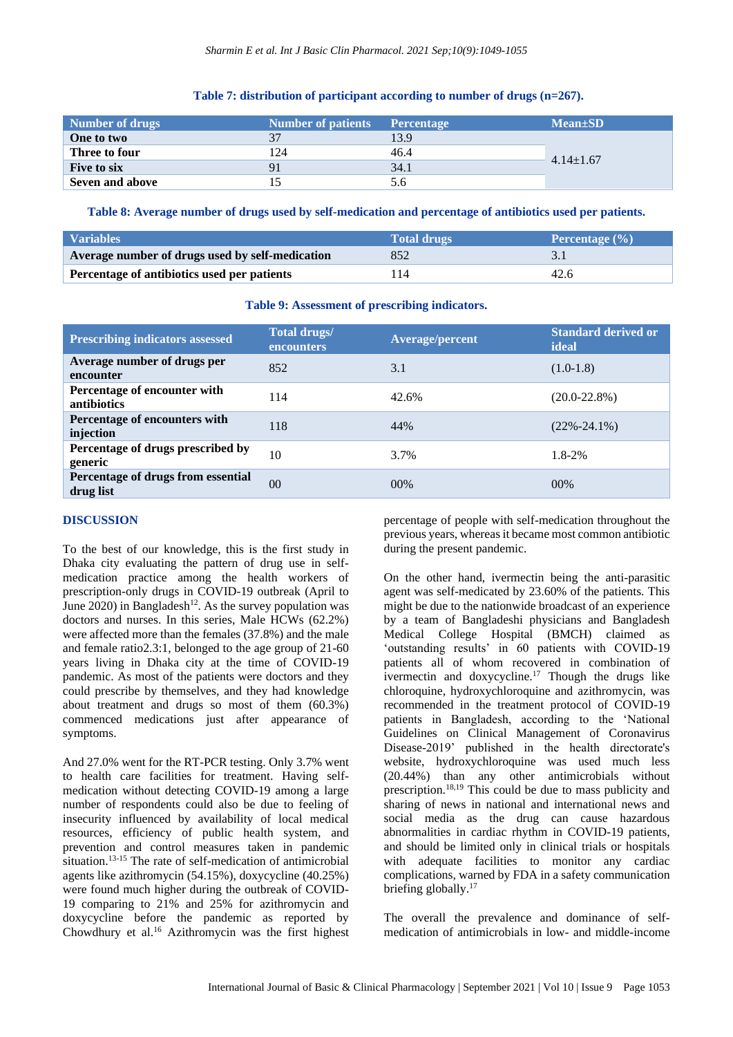**Table 7: distribution of participant according to number of drugs (n=267).**

| Number of drugs | Number of patients | Percentage | Mean±SD |
|---|---|---|---|
| One to two | 37 | 13.9 | 4.14±1.67 |
| Three to four | 124 | 46.4 | |
| Five to six | 91 | 34.1 | |
| Seven and above | 15 | 5.6 | |

**Table 8: Average number of drugs used by self-medication and percentage of antibiotics used per patients.**

| Variables | Total drugs | Percentage (%) |
|---|---|---|
| Average number of drugs used by self-medication | 852 | 3.1 |
| Percentage of antibiotics used per patients | 114 | 42.6 |

**Table 9: Assessment of prescribing indicators.**

| Prescribing indicators assessed | Total drugs/ encounters | Average/percent | Standard derived or ideal |
|---|---|---|---|
| Average number of drugs per encounter | 852 | 3.1 | (1.0-1.8) |
| Percentage of encounter with antibiotics | 114 | 42.6% | (20.0-22.8%) |
| Percentage of encounters with injection | 118 | 44% | (22%-24.1%) |
| Percentage of drugs prescribed by generic | 10 | 3.7% | 1.8-2% |
| Percentage of drugs from essential drug list | 00 | 00% | 00% |

## DISCUSSION

To the best of our knowledge, this is the first study in Dhaka city evaluating the pattern of drug use in self-medication practice among the health workers of prescription-only drugs in COVID-19 outbreak (April to June 2020) in Bangladesh[12]. As the survey population was doctors and nurses. In this series, Male HCWs (62.2%) were affected more than the females (37.8%) and the male and female ratio2.3:1, belonged to the age group of 21-60 years living in Dhaka city at the time of COVID-19 pandemic. As most of the patients were doctors and they could prescribe by themselves, and they had knowledge about treatment and drugs so most of them (60.3%) commenced medications just after appearance of symptoms.

And 27.0% went for the RT-PCR testing. Only 3.7% went to health care facilities for treatment. Having self-medication without detecting COVID-19 among a large number of respondents could also be due to feeling of insecurity influenced by availability of local medical resources, efficiency of public health system, and prevention and control measures taken in pandemic situation.[13-15] The rate of self-medication of antimicrobial agents like azithromycin (54.15%), doxycycline (40.25%) were found much higher during the outbreak of COVID-19 comparing to 21% and 25% for azithromycin and doxycycline before the pandemic as reported by Chowdhury et al.[16] Azithromycin was the first highest percentage of people with self-medication throughout the previous years, whereas it became most common antibiotic during the present pandemic.

On the other hand, ivermectin being the anti-parasitic agent was self-medicated by 23.60% of the patients. This might be due to the nationwide broadcast of an experience by a team of Bangladeshi physicians and Bangladesh Medical College Hospital (BMCH) claimed as 'outstanding results' in 60 patients with COVID-19 patients all of whom recovered in combination of ivermectin and doxycycline.[17] Though the drugs like chloroquine, hydroxychloroquine and azithromycin, was recommended in the treatment protocol of COVID-19 patients in Bangladesh, according to the 'National Guidelines on Clinical Management of Coronavirus Disease-2019' published in the health directorate's website, hydroxychloroquine was used much less (20.44%) than any other antimicrobials without prescription.[18,19] This could be due to mass publicity and sharing of news in national and international news and social media as the drug can cause hazardous abnormalities in cardiac rhythm in COVID-19 patients, and should be limited only in clinical trials or hospitals with adequate facilities to monitor any cardiac complications, warned by FDA in a safety communication briefing globally.[17]

The overall the prevalence and dominance of self-medication of antimicrobials in low- and middle-income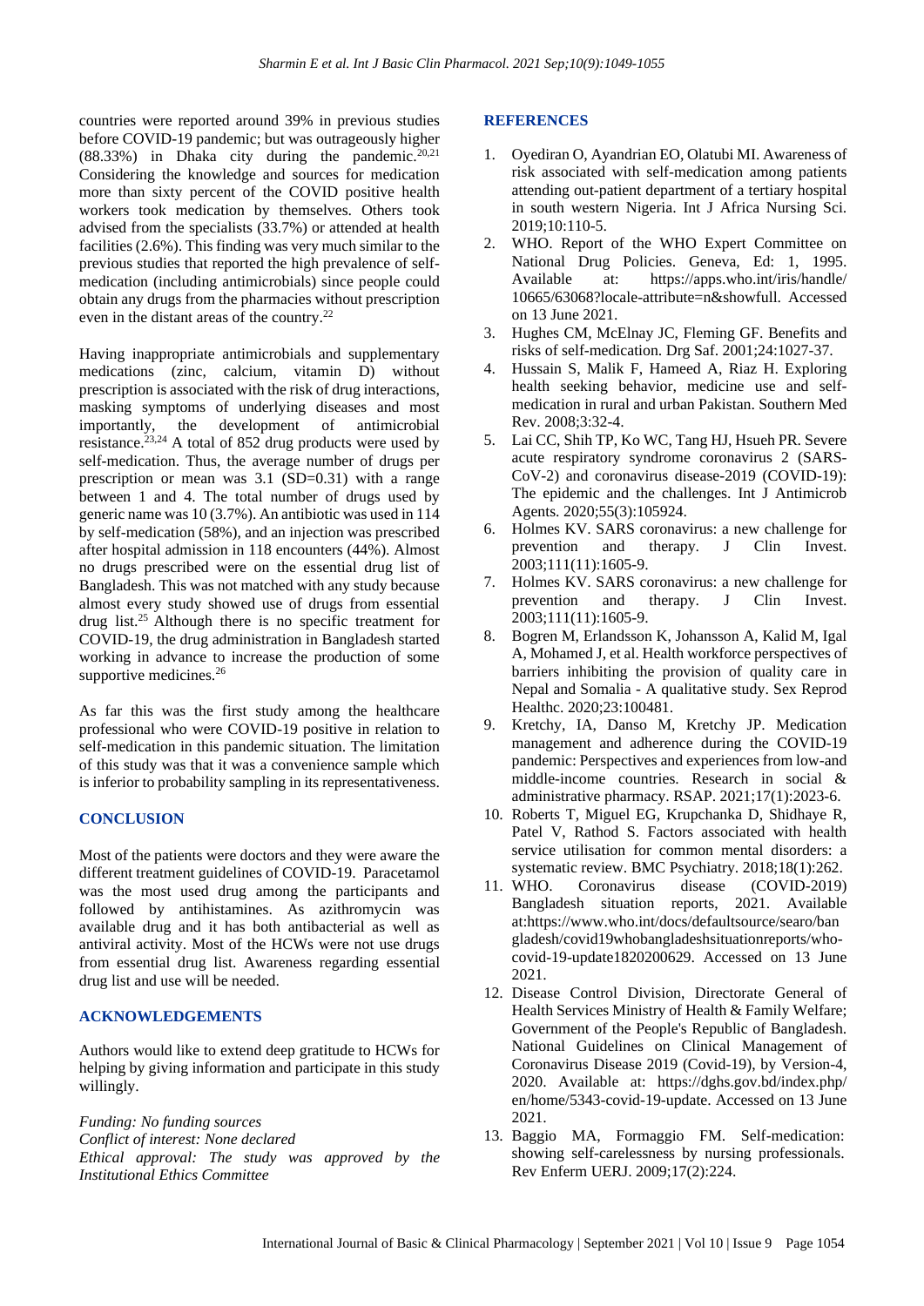countries were reported around 39% in previous studies before COVID-19 pandemic; but was outrageously higher (88.33%) in Dhaka city during the pandemic.[20,21] Considering the knowledge and sources for medication more than sixty percent of the COVID positive health workers took medication by themselves. Others took advised from the specialists (33.7%) or attended at health facilities (2.6%). This finding was very much similar to the previous studies that reported the high prevalence of self-medication (including antimicrobials) since people could obtain any drugs from the pharmacies without prescription even in the distant areas of the country.[22]

Having inappropriate antimicrobials and supplementary medications (zinc, calcium, vitamin D) without prescription is associated with the risk of drug interactions, masking symptoms of underlying diseases and most importantly, the development of antimicrobial resistance.[23,24] A total of 852 drug products were used by self-medication. Thus, the average number of drugs per prescription or mean was 3.1 (SD=0.31) with a range between 1 and 4. The total number of drugs used by generic name was 10 (3.7%). An antibiotic was used in 114 by self-medication (58%), and an injection was prescribed after hospital admission in 118 encounters (44%). Almost no drugs prescribed were on the essential drug list of Bangladesh. This was not matched with any study because almost every study showed use of drugs from essential drug list.[25] Although there is no specific treatment for COVID-19, the drug administration in Bangladesh started working in advance to increase the production of some supportive medicines.[26]

As far this was the first study among the healthcare professional who were COVID-19 positive in relation to self-medication in this pandemic situation. The limitation of this study was that it was a convenience sample which is inferior to probability sampling in its representativeness.

## CONCLUSION

Most of the patients were doctors and they were aware the different treatment guidelines of COVID-19. Paracetamol was the most used drug among the participants and followed by antihistamines. As azithromycin was available drug and it has both antibacterial as well as antiviral activity. Most of the HCWs were not use drugs from essential drug list. Awareness regarding essential drug list and use will be needed.

## ACKNOWLEDGEMENTS

Authors would like to extend deep gratitude to HCWs for helping by giving information and participate in this study willingly.

*Funding: No funding sources*
*Conflict of interest: None declared*
*Ethical approval: The study was approved by the Institutional Ethics Committee*

## REFERENCES

1. Oyediran O, Ayandrian EO, Olatubi MI. Awareness of risk associated with self-medication among patients attending out-patient department of a tertiary hospital in south western Nigeria. Int J Africa Nursing Sci. 2019;10:110-5.
2. WHO. Report of the WHO Expert Committee on National Drug Policies. Geneva, Ed: 1, 1995. Available at: https://apps.who.int/iris/handle/10665/63068?locale-attribute=n&showfull. Accessed on 13 June 2021.
3. Hughes CM, McElnay JC, Fleming GF. Benefits and risks of self-medication. Drg Saf. 2001;24:1027-37.
4. Hussain S, Malik F, Hameed A, Riaz H. Exploring health seeking behavior, medicine use and self-medication in rural and urban Pakistan. Southern Med Rev. 2008;3:32-4.
5. Lai CC, Shih TP, Ko WC, Tang HJ, Hsueh PR. Severe acute respiratory syndrome coronavirus 2 (SARS-CoV-2) and coronavirus disease-2019 (COVID-19): The epidemic and the challenges. Int J Antimicrob Agents. 2020;55(3):105924.
6. Holmes KV. SARS coronavirus: a new challenge for prevention and therapy. J Clin Invest. 2003;111(11):1605-9.
7. Holmes KV. SARS coronavirus: a new challenge for prevention and therapy. J Clin Invest. 2003;111(11):1605-9.
8. Bogren M, Erlandsson K, Johansson A, Kalid M, Igal A, Mohamed J, et al. Health workforce perspectives of barriers inhibiting the provision of quality care in Nepal and Somalia - A qualitative study. Sex Reprod Healthc. 2020;23:100481.
9. Kretchy, IA, Danso M, Kretchy JP. Medication management and adherence during the COVID-19 pandemic: Perspectives and experiences from low-and middle-income countries. Research in social & administrative pharmacy. RSAP. 2021;17(1):2023-6.
10. Roberts T, Miguel EG, Krupchanka D, Shidhaye R, Patel V, Rathod S. Factors associated with health service utilisation for common mental disorders: a systematic review. BMC Psychiatry. 2018;18(1):262.
11. WHO. Coronavirus disease (COVID-2019) Bangladesh situation reports, 2021. Available at:https://www.who.int/docs/defaultsource/searo/bangladesh/covid19whobangladeshsituationreports/who-covid-19-update1820200629. Accessed on 13 June 2021.
12. Disease Control Division, Directorate General of Health Services Ministry of Health & Family Welfare; Government of the People's Republic of Bangladesh. National Guidelines on Clinical Management of Coronavirus Disease 2019 (Covid-19), by Version-4, 2020. Available at: https://dghs.gov.bd/index.php/en/home/5343-covid-19-update. Accessed on 13 June 2021.
13. Baggio MA, Formaggio FM. Self-medication: showing self-carelessness by nursing professionals. Rev Enferm UERJ. 2009;17(2):224.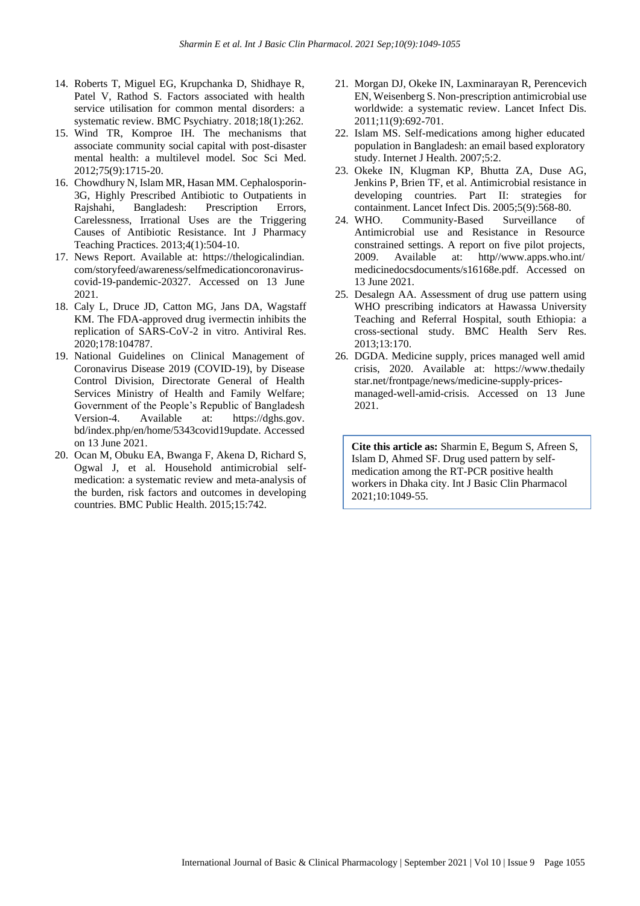14. Roberts T, Miguel EG, Krupchanka D, Shidhaye R, Patel V, Rathod S. Factors associated with health service utilisation for common mental disorders: a systematic review. BMC Psychiatry. 2018;18(1):262.
15. Wind TR, Komproe IH. The mechanisms that associate community social capital with post-disaster mental health: a multilevel model. Soc Sci Med. 2012;75(9):1715-20.
16. Chowdhury N, Islam MR, Hasan MM. Cephalosporin-3G, Highly Prescribed Antibiotic to Outpatients in Rajshahi, Bangladesh: Prescription Errors, Carelessness, Irrational Uses are the Triggering Causes of Antibiotic Resistance. Int J Pharmacy Teaching Practices. 2013;4(1):504-10.
17. News Report. Available at: https://thelogicalindian.com/storyfeed/awareness/selfmedicationcoronavirus-covid-19-pandemic-20327. Accessed on 13 June 2021.
18. Caly L, Druce JD, Catton MG, Jans DA, Wagstaff KM. The FDA-approved drug ivermectin inhibits the replication of SARS-CoV-2 in vitro. Antiviral Res. 2020;178:104787.
19. National Guidelines on Clinical Management of Coronavirus Disease 2019 (COVID-19), by Disease Control Division, Directorate General of Health Services Ministry of Health and Family Welfare; Government of the People's Republic of Bangladesh Version-4. Available at: https://dghs.gov.bd/index.php/en/home/5343covid19update. Accessed on 13 June 2021.
20. Ocan M, Obuku EA, Bwanga F, Akena D, Richard S, Ogwal J, et al. Household antimicrobial self-medication: a systematic review and meta-analysis of the burden, risk factors and outcomes in developing countries. BMC Public Health. 2015;15:742.
21. Morgan DJ, Okeke IN, Laxminarayan R, Perencevich EN, Weisenberg S. Non-prescription antimicrobial use worldwide: a systematic review. Lancet Infect Dis. 2011;11(9):692-701.
22. Islam MS. Self-medications among higher educated population in Bangladesh: an email based exploratory study. Internet J Health. 2007;5:2.
23. Okeke IN, Klugman KP, Bhutta ZA, Duse AG, Jenkins P, Brien TF, et al. Antimicrobial resistance in developing countries. Part II: strategies for containment. Lancet Infect Dis. 2005;5(9):568-80.
24. WHO. Community-Based Surveillance of Antimicrobial use and Resistance in Resource constrained settings. A report on five pilot projects, 2009. Available at: http//www.apps.who.int/medicinedocsdocuments/s16168e.pdf. Accessed on 13 June 2021.
25. Desalegn AA. Assessment of drug use pattern using WHO prescribing indicators at Hawassa University Teaching and Referral Hospital, south Ethiopia: a cross-sectional study. BMC Health Serv Res. 2013;13:170.
26. DGDA. Medicine supply, prices managed well amid crisis, 2020. Available at: https://www.thedailystar.net/frontpage/news/medicine-supply-prices-managed-well-amid-crisis. Accessed on 13 June 2021.

**Cite this article as:** Sharmin E, Begum S, Afreen S, Islam D, Ahmed SF. Drug used pattern by self-medication among the RT-PCR positive health workers in Dhaka city. Int J Basic Clin Pharmacol 2021;10:1049-55.